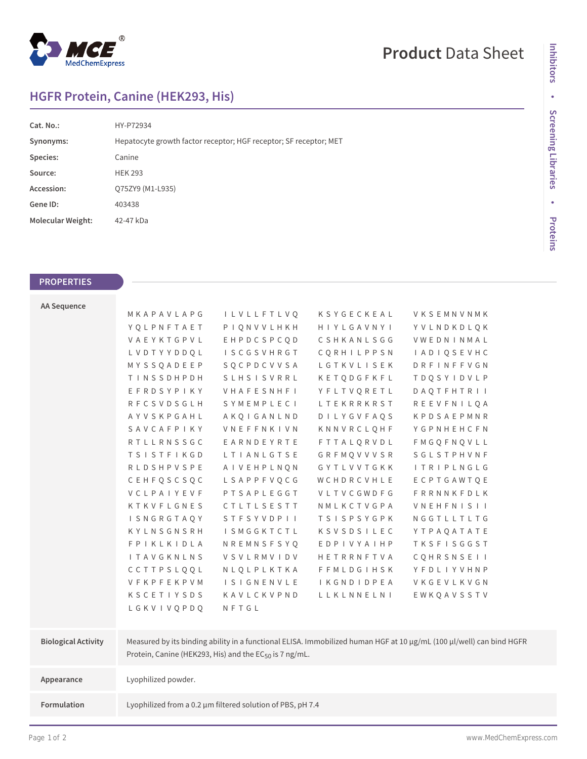# HGFR Protein, Canine (HEK293, His)

| | |
|---|---|
| **Cat. No.:** | HY-P72934 |
| **Synonyms:** | Hepatocyte growth factor receptor; HGF receptor; SF receptor; MET |
| **Species:** | Canine |
| **Source:** | HEK 293 |
| **Accession:** | Q75ZY9 (M1-L935) |
| **Gene ID:** | 403438 |
| **Molecular Weight:** | 42-47 kDa |

## PROPERTIES

**AA Sequence**

```
MKAPAVLAPG  ILVLLFTLVQ  KSYGECKEAL  VKSEMNVNMK
YQLPNFTAET  PIQNVVLHKH  HIYLGAVNYI  YVLNDKDLQK
VAEYKTGPVL  EHPDCSPCQD  CSHKANLSGG  VWEDNINMAL
LVDTYYDDQL  ISCGSVHRGT  CQRHILPPSN  IADIQSEVHC
MYSSQADEEP  SQCPDCVVSA  LGTKVLISEK  DRFINFFVGN
TINSSDHPDH  SLHSISVRRL  KETQDGFKFL  TDQSYIDVLP
EFRDSYPIKY  VHAFESNHFI  YFLTVQRETL  DAQTFHTRII
RFCSVDSGLH  SYMEMPLECI  LTEKRRKRST  REEVFNILQA
AYVSKPGAHL  AKQIGANLND  DILYGVFAQS  KPDSAEPMNR
SAVCAFPIKY  VNEFFNKIVN  KNNVRCLQHF  YGPNHEHCFN
RTLLRNSSGC  EARNDEYRTE  FTTALQRVDL  FMGQFNQVLL
TSISTFIKGD  LTIANLGTSE  GRFMQVVVSR  SGLSTPHVNF
RLDSHPVSPE  AIVEHPLNQN  GYTLVVTGKK  ITRIPLNGLG
CEHFQSCSQC  LSAPPFVQCG  WCHDRCVHLE  ECPTGAWTQE
VCLPAIYEVF  PTSAPLEGGT  VLTVCGWDFG  FRRNNKFDLK
KTKVFLGNES  CTLTLSESTT  NMLKCTVGPA  VNEHFNISII
ISNGRGTAQY  STFSYVDPII  TSISPSYGPK  NGGTLLTLTG
KYLNSGNSRH  ISMGGKTCTL  KSVSDSILEC  YTPAQATATE
FPIKLKIDLA  NREMNSFSYQ  EDPIVYAIHP  TKSFISGGST
ITAVGKNLNS  VSVLRMVIDV  HETRRNFTVA  CQHRSNSEII
CCTTPSLQQL  NLQLPLKTKA  FFMLDGIHSK  YFDLIYVHNP
VFKPFEKPVM  ISIGNENVLE  IKGNDIDPEA  VKGEVLKVGN
KSCETIYSDS  KAVLCKVPND  LLKLNNELNI  EWKQAVSSTV
LGKVIVQPDQ  NFTGL
```

**Biological Activity**

Measured by its binding ability in a functional ELISA. Immobilized human HGF at 10 μg/mL (100 μl/well) can bind HGFR Protein, Canine (HEK293, His) and the $EC_{50}$ is 7 ng/mL.

**Appearance**

Lyophilized powder.

**Formulation**

Lyophilized from a 0.2 μm filtered solution of PBS, pH 7.4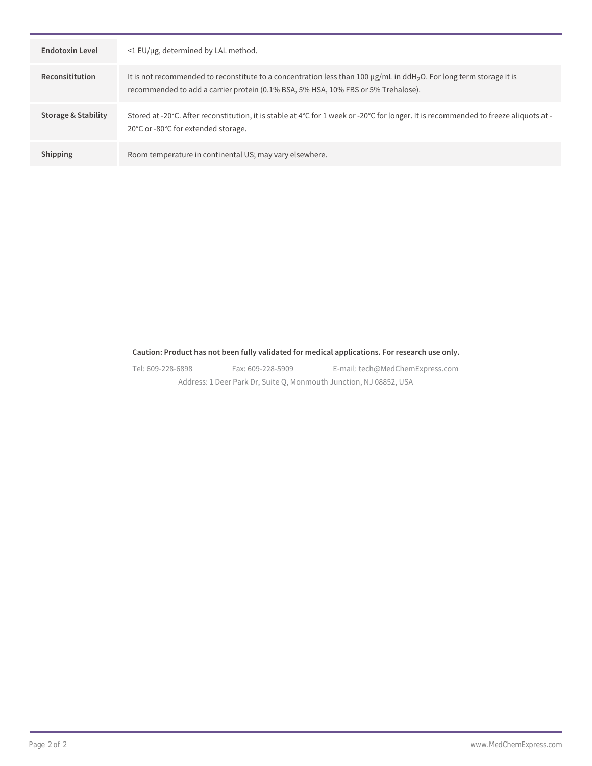| | |
|---|---|
| **Endotoxin Level** | <1 EU/μg, determined by LAL method. |
| **Reconsititution** | It is not recommended to reconstitute to a concentration less than 100 μg/mL in $ddH_2O$. For long term storage it is recommended to add a carrier protein (0.1% BSA, 5% HSA, 10% FBS or 5% Trehalose). |
| **Storage & Stability** | Stored at -20°C. After reconstitution, it is stable at 4°C for 1 week or -20°C for longer. It is recommended to freeze aliquots at -20°C or -80°C for extended storage. |
| **Shipping** | Room temperature in continental US; may vary elsewhere. |

**Caution: Product has not been fully validated for medical applications. For research use only.**

Tel: 609-228-6898 Fax: 609-228-5909 E-mail: tech@MedChemExpress.com

Address: 1 Deer Park Dr, Suite Q, Monmouth Junction, NJ 08852, USA